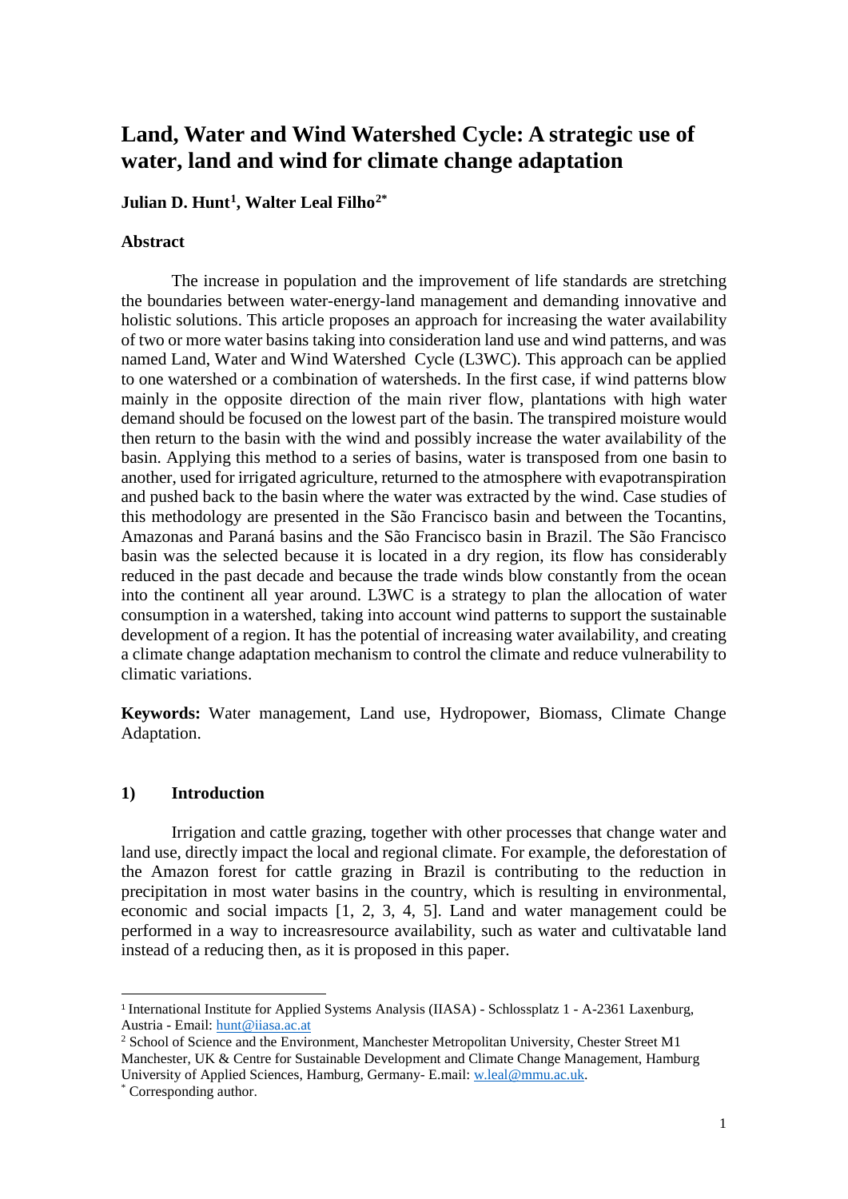# Land, Water and Wind Watershed Cycle: A strategic use of water, land and wind for climate change adaptation

**Julian D. Hunt[1], Walter Leal Filho[2*]**

## Abstract

The increase in population and the improvement of life standards are stretching the boundaries between water-energy-land management and demanding innovative and holistic solutions. This article proposes an approach for increasing the water availability of two or more water basins taking into consideration land use and wind patterns, and was named Land, Water and Wind Watershed Cycle (L3WC). This approach can be applied to one watershed or a combination of watersheds. In the first case, if wind patterns blow mainly in the opposite direction of the main river flow, plantations with high water demand should be focused on the lowest part of the basin. The transpired moisture would then return to the basin with the wind and possibly increase the water availability of the basin. Applying this method to a series of basins, water is transposed from one basin to another, used for irrigated agriculture, returned to the atmosphere with evapotranspiration and pushed back to the basin where the water was extracted by the wind. Case studies of this methodology are presented in the São Francisco basin and between the Tocantins, Amazonas and Paraná basins and the São Francisco basin in Brazil. The São Francisco basin was the selected because it is located in a dry region, its flow has considerably reduced in the past decade and because the trade winds blow constantly from the ocean into the continent all year around. L3WC is a strategy to plan the allocation of water consumption in a watershed, taking into account wind patterns to support the sustainable development of a region. It has the potential of increasing water availability, and creating a climate change adaptation mechanism to control the climate and reduce vulnerability to climatic variations.

**Keywords:** Water management, Land use, Hydropower, Biomass, Climate Change Adaptation.

## 1) Introduction

Irrigation and cattle grazing, together with other processes that change water and land use, directly impact the local and regional climate. For example, the deforestation of the Amazon forest for cattle grazing in Brazil is contributing to the reduction in precipitation in most water basins in the country, which is resulting in environmental, economic and social impacts [1, 2, 3, 4, 5]. Land and water management could be performed in a way to increasresource availability, such as water and cultivatable land instead of a reducing then, as it is proposed in this paper.

---

[1] International Institute for Applied Systems Analysis (IIASA) - Schlossplatz 1 - A-2361 Laxenburg, Austria - Email: hunt@iiasa.ac.at

[2] School of Science and the Environment, Manchester Metropolitan University, Chester Street M1 Manchester, UK & Centre for Sustainable Development and Climate Change Management, Hamburg University of Applied Sciences, Hamburg, Germany- E.mail: w.leal@mmu.ac.uk.

[*] Corresponding author.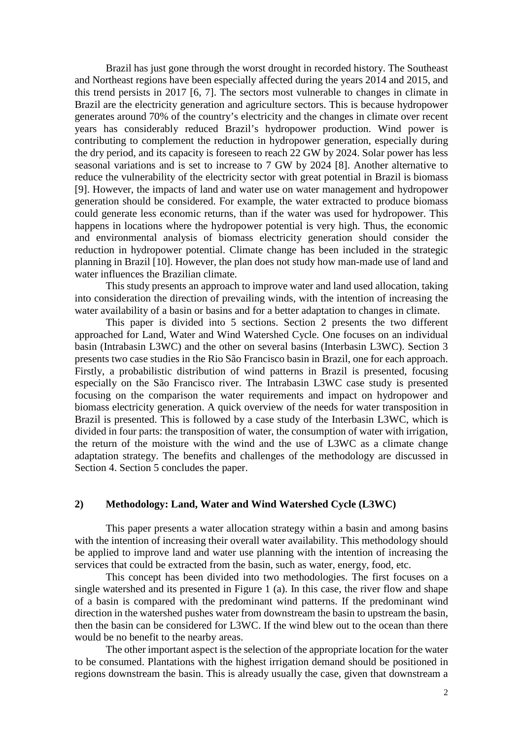Brazil has just gone through the worst drought in recorded history. The Southeast and Northeast regions have been especially affected during the years 2014 and 2015, and this trend persists in 2017 [6, 7]. The sectors most vulnerable to changes in climate in Brazil are the electricity generation and agriculture sectors. This is because hydropower generates around 70% of the country's electricity and the changes in climate over recent years has considerably reduced Brazil's hydropower production. Wind power is contributing to complement the reduction in hydropower generation, especially during the dry period, and its capacity is foreseen to reach 22 GW by 2024. Solar power has less seasonal variations and is set to increase to 7 GW by 2024 [8]. Another alternative to reduce the vulnerability of the electricity sector with great potential in Brazil is biomass [9]. However, the impacts of land and water use on water management and hydropower generation should be considered. For example, the water extracted to produce biomass could generate less economic returns, than if the water was used for hydropower. This happens in locations where the hydropower potential is very high. Thus, the economic and environmental analysis of biomass electricity generation should consider the reduction in hydropower potential. Climate change has been included in the strategic planning in Brazil [10]. However, the plan does not study how man-made use of land and water influences the Brazilian climate.

This study presents an approach to improve water and land used allocation, taking into consideration the direction of prevailing winds, with the intention of increasing the water availability of a basin or basins and for a better adaptation to changes in climate.

This paper is divided into 5 sections. Section 2 presents the two different approached for Land, Water and Wind Watershed Cycle. One focuses on an individual basin (Intrabasin L3WC) and the other on several basins (Interbasin L3WC). Section 3 presents two case studies in the Rio São Francisco basin in Brazil, one for each approach. Firstly, a probabilistic distribution of wind patterns in Brazil is presented, focusing especially on the São Francisco river. The Intrabasin L3WC case study is presented focusing on the comparison the water requirements and impact on hydropower and biomass electricity generation. A quick overview of the needs for water transposition in Brazil is presented. This is followed by a case study of the Interbasin L3WC, which is divided in four parts: the transposition of water, the consumption of water with irrigation, the return of the moisture with the wind and the use of L3WC as a climate change adaptation strategy. The benefits and challenges of the methodology are discussed in Section 4. Section 5 concludes the paper.

## 2) Methodology: Land, Water and Wind Watershed Cycle (L3WC)

This paper presents a water allocation strategy within a basin and among basins with the intention of increasing their overall water availability. This methodology should be applied to improve land and water use planning with the intention of increasing the services that could be extracted from the basin, such as water, energy, food, etc.

This concept has been divided into two methodologies. The first focuses on a single watershed and its presented in Figure 1 (a). In this case, the river flow and shape of a basin is compared with the predominant wind patterns. If the predominant wind direction in the watershed pushes water from downstream the basin to upstream the basin, then the basin can be considered for L3WC. If the wind blew out to the ocean than there would be no benefit to the nearby areas.

The other important aspect is the selection of the appropriate location for the water to be consumed. Plantations with the highest irrigation demand should be positioned in regions downstream the basin. This is already usually the case, given that downstream a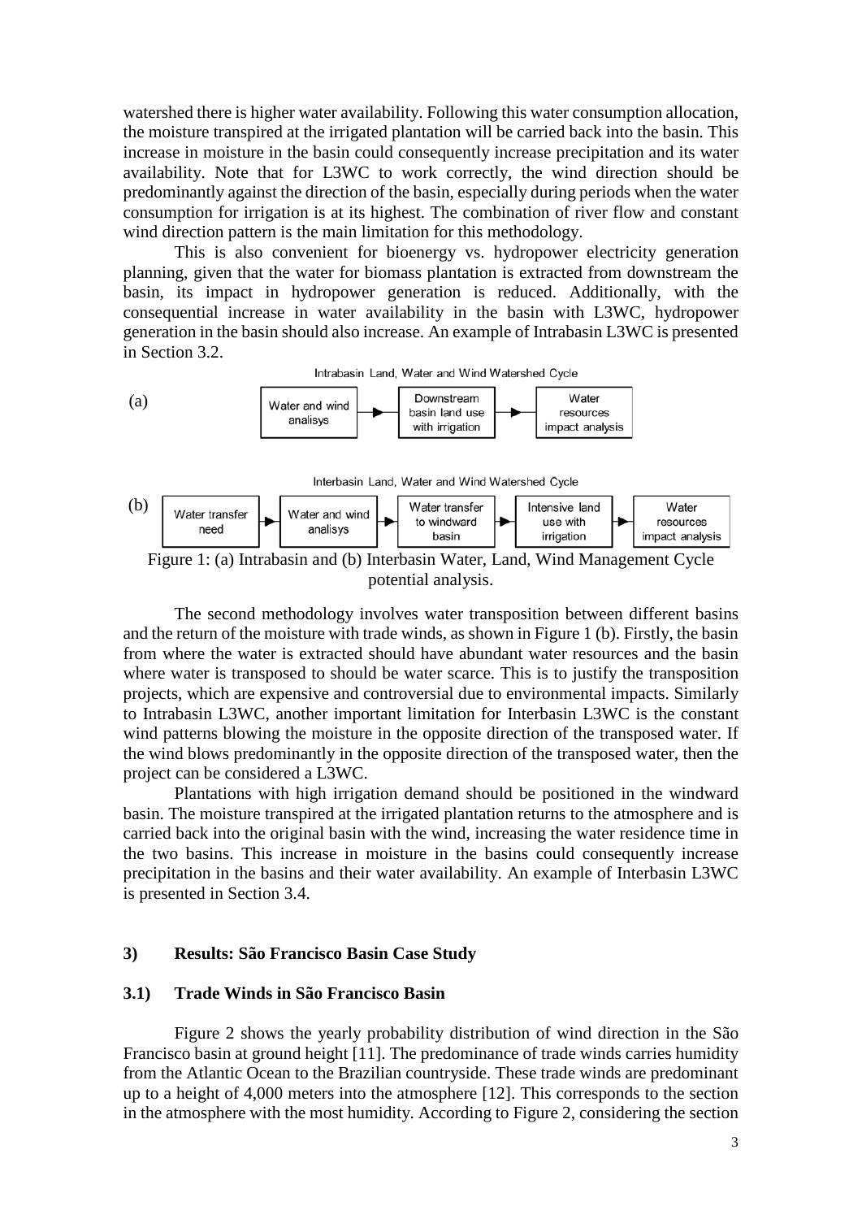watershed there is higher water availability. Following this water consumption allocation, the moisture transpired at the irrigated plantation will be carried back into the basin. This increase in moisture in the basin could consequently increase precipitation and its water availability. Note that for L3WC to work correctly, the wind direction should be predominantly against the direction of the basin, especially during periods when the water consumption for irrigation is at its highest. The combination of river flow and constant wind direction pattern is the main limitation for this methodology.

This is also convenient for bioenergy vs. hydropower electricity generation planning, given that the water for biomass plantation is extracted from downstream the basin, its impact in hydropower generation is reduced. Additionally, with the consequential increase in water availability in the basin with L3WC, hydropower generation in the basin should also increase. An example of Intrabasin L3WC is presented in Section 3.2.

Intrabasin Land, Water and Wind Watershed Cycle

(a) Water and wind analisys → Downstream basin land use with irrigation → Water resources impact analysis

Interbasin Land, Water and Wind Watershed Cycle

(b) Water transfer need → Water and wind analisys → Water transfer to windward basin → Intensive land use with irrigation → Water resources impact analysis

Figure 1: (a) Intrabasin and (b) Interbasin Water, Land, Wind Management Cycle potential analysis.

The second methodology involves water transposition between different basins and the return of the moisture with trade winds, as shown in Figure 1 (b). Firstly, the basin from where the water is extracted should have abundant water resources and the basin where water is transposed to should be water scarce. This is to justify the transposition projects, which are expensive and controversial due to environmental impacts. Similarly to Intrabasin L3WC, another important limitation for Interbasin L3WC is the constant wind patterns blowing the moisture in the opposite direction of the transposed water. If the wind blows predominantly in the opposite direction of the transposed water, then the project can be considered a L3WC.

Plantations with high irrigation demand should be positioned in the windward basin. The moisture transpired at the irrigated plantation returns to the atmosphere and is carried back into the original basin with the wind, increasing the water residence time in the two basins. This increase in moisture in the basins could consequently increase precipitation in the basins and their water availability. An example of Interbasin L3WC is presented in Section 3.4.

## 3) Results: São Francisco Basin Case Study

### 3.1) Trade Winds in São Francisco Basin

Figure 2 shows the yearly probability distribution of wind direction in the São Francisco basin at ground height [11]. The predominance of trade winds carries humidity from the Atlantic Ocean to the Brazilian countryside. These trade winds are predominant up to a height of 4,000 meters into the atmosphere [12]. This corresponds to the section in the atmosphere with the most humidity. According to Figure 2, considering the section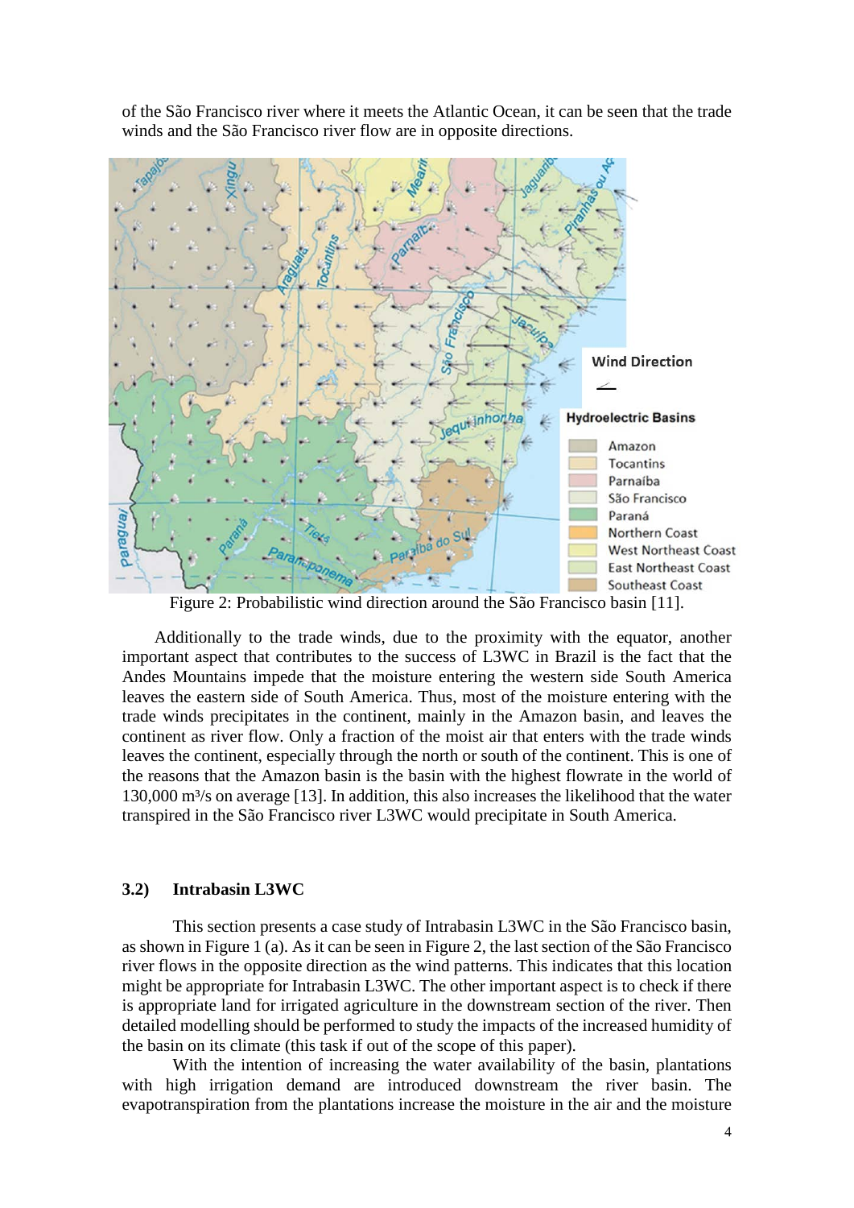of the São Francisco river where it meets the Atlantic Ocean, it can be seen that the trade winds and the São Francisco river flow are in opposite directions.

Figure 2: Probabilistic wind direction around the São Francisco basin [11].

Additionally to the trade winds, due to the proximity with the equator, another important aspect that contributes to the success of L3WC in Brazil is the fact that the Andes Mountains impede that the moisture entering the western side South America leaves the eastern side of South America. Thus, most of the moisture entering with the trade winds precipitates in the continent, mainly in the Amazon basin, and leaves the continent as river flow. Only a fraction of the moist air that enters with the trade winds leaves the continent, especially through the north or south of the continent. This is one of the reasons that the Amazon basin is the basin with the highest flowrate in the world of 130,000 m³/s on average [13]. In addition, this also increases the likelihood that the water transpired in the São Francisco river L3WC would precipitate in South America.

### 3.2) Intrabasin L3WC

This section presents a case study of Intrabasin L3WC in the São Francisco basin, as shown in Figure 1 (a). As it can be seen in Figure 2, the last section of the São Francisco river flows in the opposite direction as the wind patterns. This indicates that this location might be appropriate for Intrabasin L3WC. The other important aspect is to check if there is appropriate land for irrigated agriculture in the downstream section of the river. Then detailed modelling should be performed to study the impacts of the increased humidity of the basin on its climate (this task if out of the scope of this paper).

With the intention of increasing the water availability of the basin, plantations with high irrigation demand are introduced downstream the river basin. The evapotranspiration from the plantations increase the moisture in the air and the moisture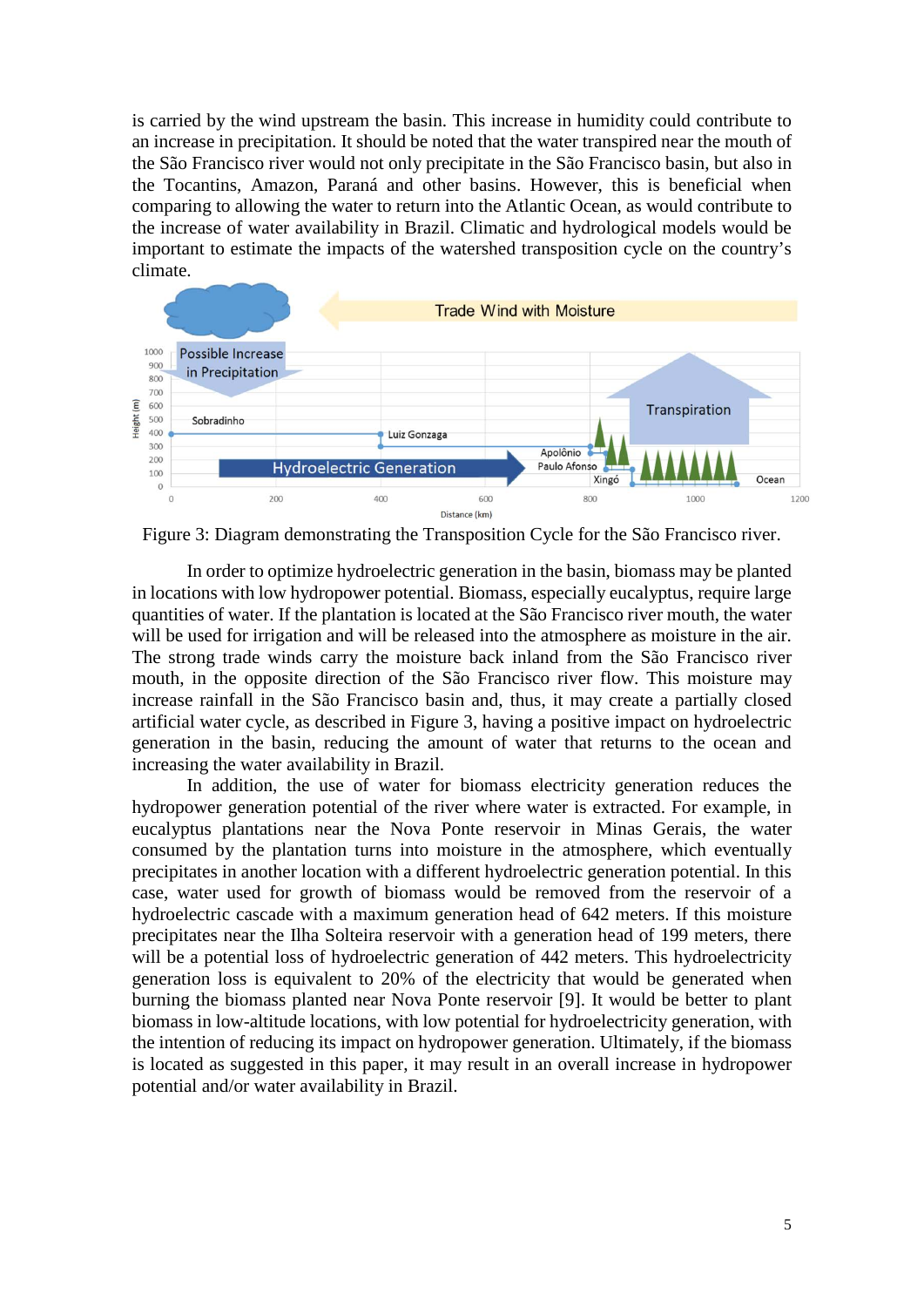is carried by the wind upstream the basin. This increase in humidity could contribute to an increase in precipitation. It should be noted that the water transpired near the mouth of the São Francisco river would not only precipitate in the São Francisco basin, but also in the Tocantins, Amazon, Paraná and other basins. However, this is beneficial when comparing to allowing the water to return into the Atlantic Ocean, as would contribute to the increase of water availability in Brazil. Climatic and hydrological models would be important to estimate the impacts of the watershed transposition cycle on the country's climate.

Trade Wind with Moisture

Possible Increase in Precipitation

Transpiration

Height (m)

1000
900
800
700
600
500
400
300
200
100
0

Sobradinho

Luiz Gonzaga

Apolônio

Paulo Afonso

Xingó

Ocean

Hydroelectric Generation

0
200
400
600
800
1000
1200

Distance (km)

Figure 3: Diagram demonstrating the Transposition Cycle for the São Francisco river.

In order to optimize hydroelectric generation in the basin, biomass may be planted in locations with low hydropower potential. Biomass, especially eucalyptus, require large quantities of water. If the plantation is located at the São Francisco river mouth, the water will be used for irrigation and will be released into the atmosphere as moisture in the air. The strong trade winds carry the moisture back inland from the São Francisco river mouth, in the opposite direction of the São Francisco river flow. This moisture may increase rainfall in the São Francisco basin and, thus, it may create a partially closed artificial water cycle, as described in Figure 3, having a positive impact on hydroelectric generation in the basin, reducing the amount of water that returns to the ocean and increasing the water availability in Brazil.

In addition, the use of water for biomass electricity generation reduces the hydropower generation potential of the river where water is extracted. For example, in eucalyptus plantations near the Nova Ponte reservoir in Minas Gerais, the water consumed by the plantation turns into moisture in the atmosphere, which eventually precipitates in another location with a different hydroelectric generation potential. In this case, water used for growth of biomass would be removed from the reservoir of a hydroelectric cascade with a maximum generation head of 642 meters. If this moisture precipitates near the Ilha Solteira reservoir with a generation head of 199 meters, there will be a potential loss of hydroelectric generation of 442 meters. This hydroelectricity generation loss is equivalent to 20% of the electricity that would be generated when burning the biomass planted near Nova Ponte reservoir [9]. It would be better to plant biomass in low-altitude locations, with low potential for hydroelectricity generation, with the intention of reducing its impact on hydropower generation. Ultimately, if the biomass is located as suggested in this paper, it may result in an overall increase in hydropower potential and/or water availability in Brazil.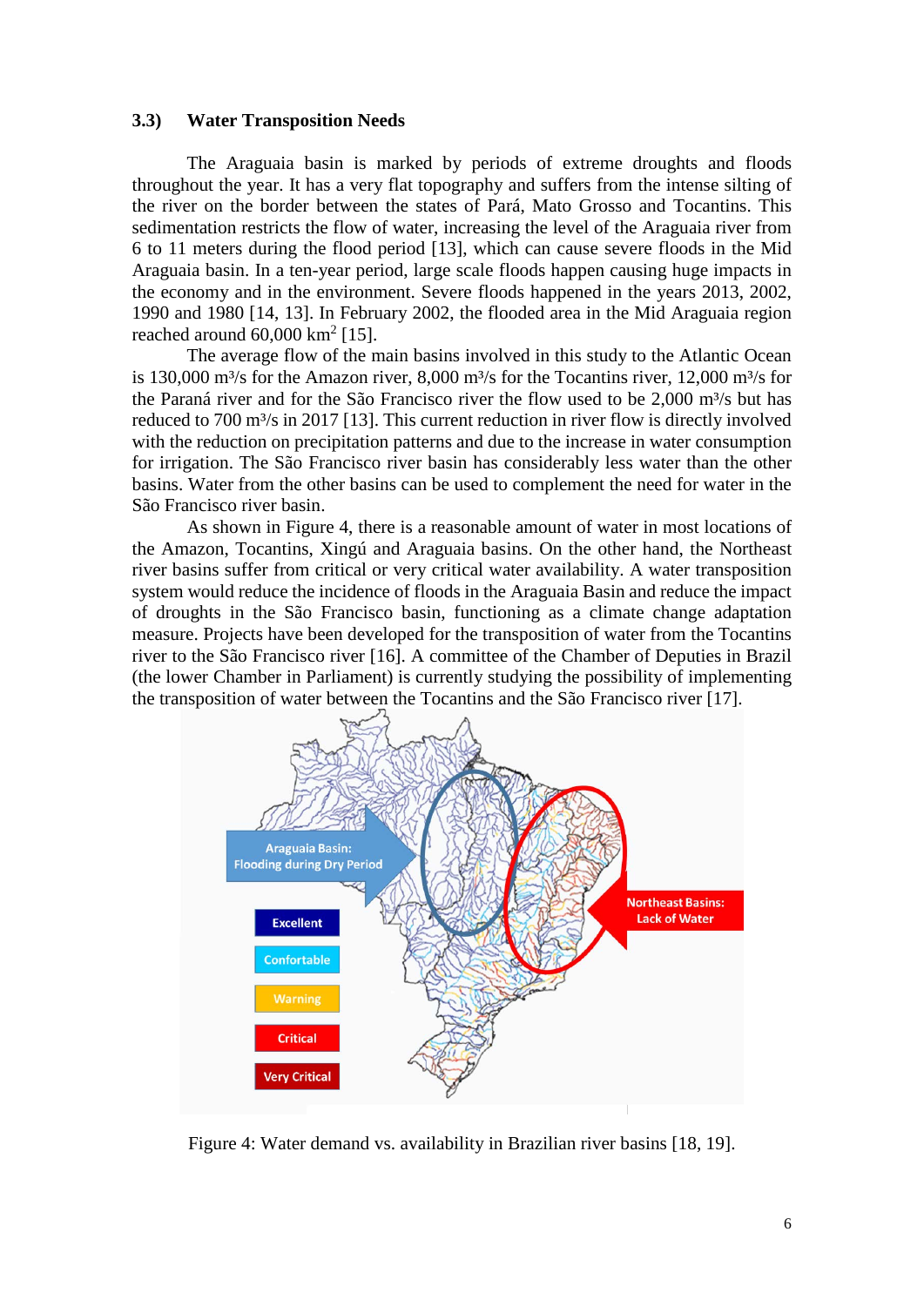### 3.3) Water Transposition Needs

The Araguaia basin is marked by periods of extreme droughts and floods throughout the year. It has a very flat topography and suffers from the intense silting of the river on the border between the states of Pará, Mato Grosso and Tocantins. This sedimentation restricts the flow of water, increasing the level of the Araguaia river from 6 to 11 meters during the flood period [13], which can cause severe floods in the Mid Araguaia basin. In a ten-year period, large scale floods happen causing huge impacts in the economy and in the environment. Severe floods happened in the years 2013, 2002, 1990 and 1980 [14, 13]. In February 2002, the flooded area in the Mid Araguaia region reached around 60,000 km$^2$ [15].

The average flow of the main basins involved in this study to the Atlantic Ocean is 130,000 m³/s for the Amazon river, 8,000 m³/s for the Tocantins river, 12,000 m³/s for the Paraná river and for the São Francisco river the flow used to be 2,000 m³/s but has reduced to 700 m³/s in 2017 [13]. This current reduction in river flow is directly involved with the reduction on precipitation patterns and due to the increase in water consumption for irrigation. The São Francisco river basin has considerably less water than the other basins. Water from the other basins can be used to complement the need for water in the São Francisco river basin.

As shown in Figure 4, there is a reasonable amount of water in most locations of the Amazon, Tocantins, Xingú and Araguaia basins. On the other hand, the Northeast river basins suffer from critical or very critical water availability. A water transposition system would reduce the incidence of floods in the Araguaia Basin and reduce the impact of droughts in the São Francisco basin, functioning as a climate change adaptation measure. Projects have been developed for the transposition of water from the Tocantins river to the São Francisco river [16]. A committee of the Chamber of Deputies in Brazil (the lower Chamber in Parliament) is currently studying the possibility of implementing the transposition of water between the Tocantins and the São Francisco river [17].

Figure 4: Water demand vs. availability in Brazilian river basins [18, 19].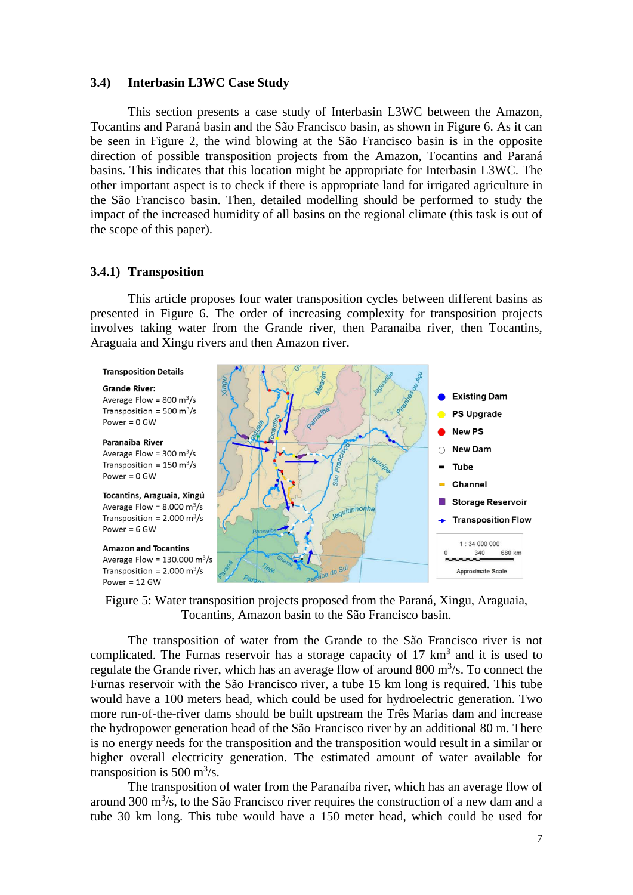### 3.4) Interbasin L3WC Case Study

This section presents a case study of Interbasin L3WC between the Amazon, Tocantins and Paraná basin and the São Francisco basin, as shown in Figure 6. As it can be seen in Figure 2, the wind blowing at the São Francisco basin is in the opposite direction of possible transposition projects from the Amazon, Tocantins and Paraná basins. This indicates that this location might be appropriate for Interbasin L3WC. The other important aspect is to check if there is appropriate land for irrigated agriculture in the São Francisco basin. Then, detailed modelling should be performed to study the impact of the increased humidity of all basins on the regional climate (this task is out of the scope of this paper).

#### 3.4.1) Transposition

This article proposes four water transposition cycles between different basins as presented in Figure 6. The order of increasing complexity for transposition projects involves taking water from the Grande river, then Paranaiba river, then Tocantins, Araguaia and Xingu rivers and then Amazon river.

Figure 5: Water transposition projects proposed from the Paraná, Xingu, Araguaia, Tocantins, Amazon basin to the São Francisco basin.

The transposition of water from the Grande to the São Francisco river is not complicated. The Furnas reservoir has a storage capacity of 17 km$^3$ and it is used to regulate the Grande river, which has an average flow of around 800 m$^3$/s. To connect the Furnas reservoir with the São Francisco river, a tube 15 km long is required. This tube would have a 100 meters head, which could be used for hydroelectric generation. Two more run-of-the-river dams should be built upstream the Três Marias dam and increase the hydropower generation head of the São Francisco river by an additional 80 m. There is no energy needs for the transposition and the transposition would result in a similar or higher overall electricity generation. The estimated amount of water available for transposition is 500 m$^3$/s.

The transposition of water from the Paranaíba river, which has an average flow of around 300 m$^3$/s, to the São Francisco river requires the construction of a new dam and a tube 30 km long. This tube would have a 150 meter head, which could be used for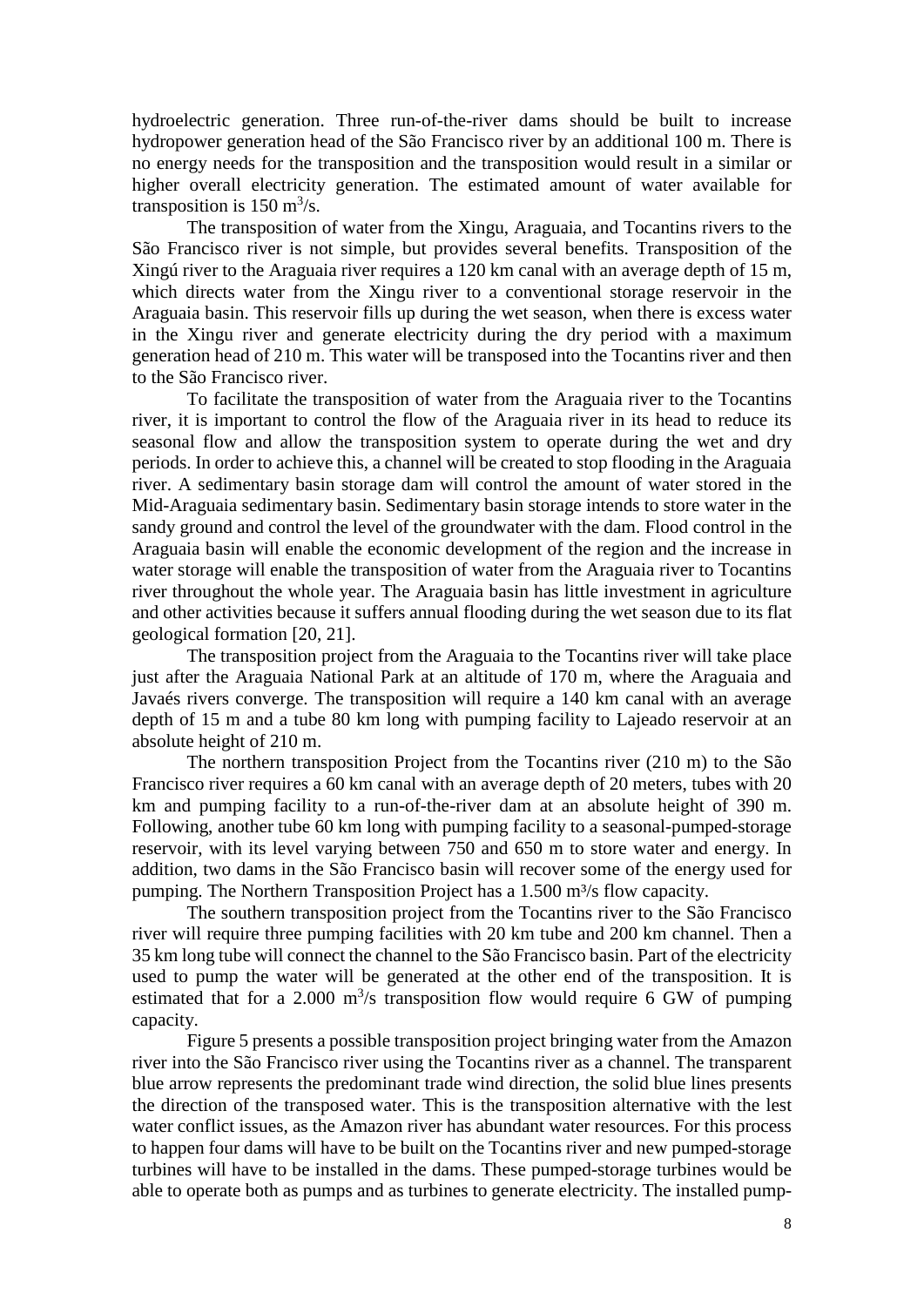hydroelectric generation. Three run-of-the-river dams should be built to increase hydropower generation head of the São Francisco river by an additional 100 m. There is no energy needs for the transposition and the transposition would result in a similar or higher overall electricity generation. The estimated amount of water available for transposition is 150 $m^3$/s.

The transposition of water from the Xingu, Araguaia, and Tocantins rivers to the São Francisco river is not simple, but provides several benefits. Transposition of the Xingú river to the Araguaia river requires a 120 km canal with an average depth of 15 m, which directs water from the Xingu river to a conventional storage reservoir in the Araguaia basin. This reservoir fills up during the wet season, when there is excess water in the Xingu river and generate electricity during the dry period with a maximum generation head of 210 m. This water will be transposed into the Tocantins river and then to the São Francisco river.

To facilitate the transposition of water from the Araguaia river to the Tocantins river, it is important to control the flow of the Araguaia river in its head to reduce its seasonal flow and allow the transposition system to operate during the wet and dry periods. In order to achieve this, a channel will be created to stop flooding in the Araguaia river. A sedimentary basin storage dam will control the amount of water stored in the Mid-Araguaia sedimentary basin. Sedimentary basin storage intends to store water in the sandy ground and control the level of the groundwater with the dam. Flood control in the Araguaia basin will enable the economic development of the region and the increase in water storage will enable the transposition of water from the Araguaia river to Tocantins river throughout the whole year. The Araguaia basin has little investment in agriculture and other activities because it suffers annual flooding during the wet season due to its flat geological formation [20, 21].

The transposition project from the Araguaia to the Tocantins river will take place just after the Araguaia National Park at an altitude of 170 m, where the Araguaia and Javaés rivers converge. The transposition will require a 140 km canal with an average depth of 15 m and a tube 80 km long with pumping facility to Lajeado reservoir at an absolute height of 210 m.

The northern transposition Project from the Tocantins river (210 m) to the São Francisco river requires a 60 km canal with an average depth of 20 meters, tubes with 20 km and pumping facility to a run-of-the-river dam at an absolute height of 390 m. Following, another tube 60 km long with pumping facility to a seasonal-pumped-storage reservoir, with its level varying between 750 and 650 m to store water and energy. In addition, two dams in the São Francisco basin will recover some of the energy used for pumping. The Northern Transposition Project has a 1.500 $m^3$/s flow capacity.

The southern transposition project from the Tocantins river to the São Francisco river will require three pumping facilities with 20 km tube and 200 km channel. Then a 35 km long tube will connect the channel to the São Francisco basin. Part of the electricity used to pump the water will be generated at the other end of the transposition. It is estimated that for a 2.000 $m^3$/s transposition flow would require 6 GW of pumping capacity.

Figure 5 presents a possible transposition project bringing water from the Amazon river into the São Francisco river using the Tocantins river as a channel. The transparent blue arrow represents the predominant trade wind direction, the solid blue lines presents the direction of the transposed water. This is the transposition alternative with the lest water conflict issues, as the Amazon river has abundant water resources. For this process to happen four dams will have to be built on the Tocantins river and new pumped-storage turbines will have to be installed in the dams. These pumped-storage turbines would be able to operate both as pumps and as turbines to generate electricity. The installed pump-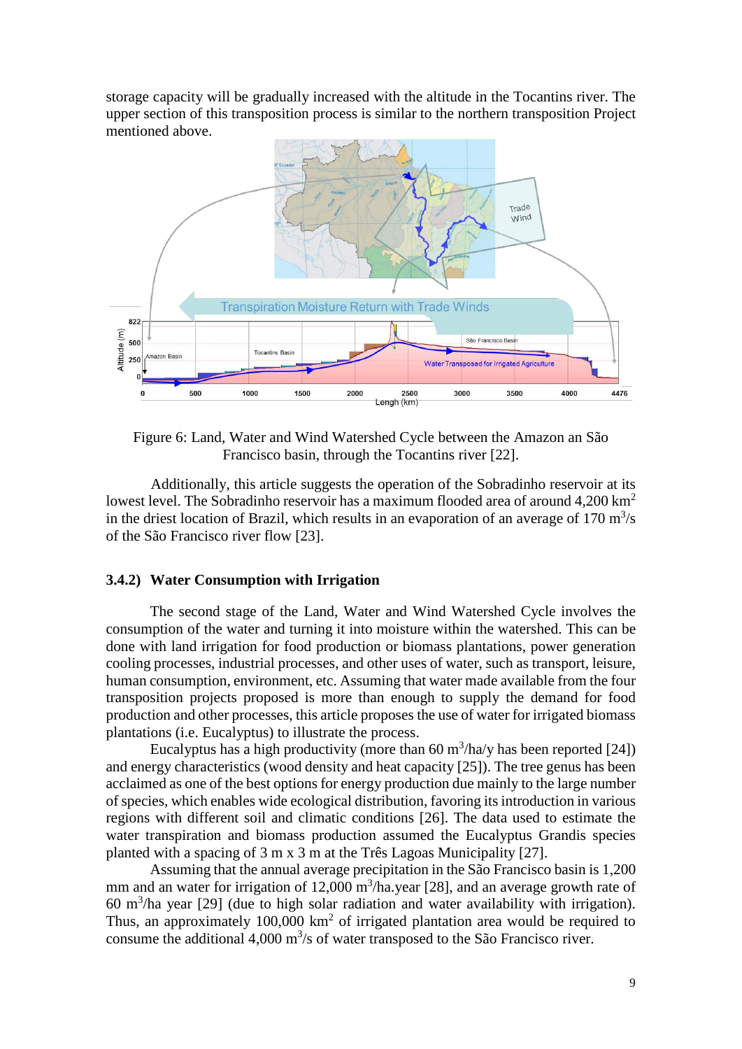storage capacity will be gradually increased with the altitude in the Tocantins river. The upper section of this transposition process is similar to the northern transposition Project mentioned above.

Figure 6: Land, Water and Wind Watershed Cycle between the Amazon an São Francisco basin, through the Tocantins river [22].

Additionally, this article suggests the operation of the Sobradinho reservoir at its lowest level. The Sobradinho reservoir has a maximum flooded area of around 4,200 km$^2$ in the driest location of Brazil, which results in an evaporation of an average of 170 m$^3$/s of the São Francisco river flow [23].

### 3.4.2) Water Consumption with Irrigation

The second stage of the Land, Water and Wind Watershed Cycle involves the consumption of the water and turning it into moisture within the watershed. This can be done with land irrigation for food production or biomass plantations, power generation cooling processes, industrial processes, and other uses of water, such as transport, leisure, human consumption, environment, etc. Assuming that water made available from the four transposition projects proposed is more than enough to supply the demand for food production and other processes, this article proposes the use of water for irrigated biomass plantations (i.e. Eucalyptus) to illustrate the process.

Eucalyptus has a high productivity (more than 60 m$^3$/ha/y has been reported [24]) and energy characteristics (wood density and heat capacity [25]). The tree genus has been acclaimed as one of the best options for energy production due mainly to the large number of species, which enables wide ecological distribution, favoring its introduction in various regions with different soil and climatic conditions [26]. The data used to estimate the water transpiration and biomass production assumed the Eucalyptus Grandis species planted with a spacing of 3 m x 3 m at the Três Lagoas Municipality [27].

Assuming that the annual average precipitation in the São Francisco basin is 1,200 mm and an water for irrigation of 12,000 m$^3$/ha.year [28], and an average growth rate of 60 m$^3$/ha year [29] (due to high solar radiation and water availability with irrigation). Thus, an approximately 100,000 km$^2$ of irrigated plantation area would be required to consume the additional 4,000 m$^3$/s of water transposed to the São Francisco river.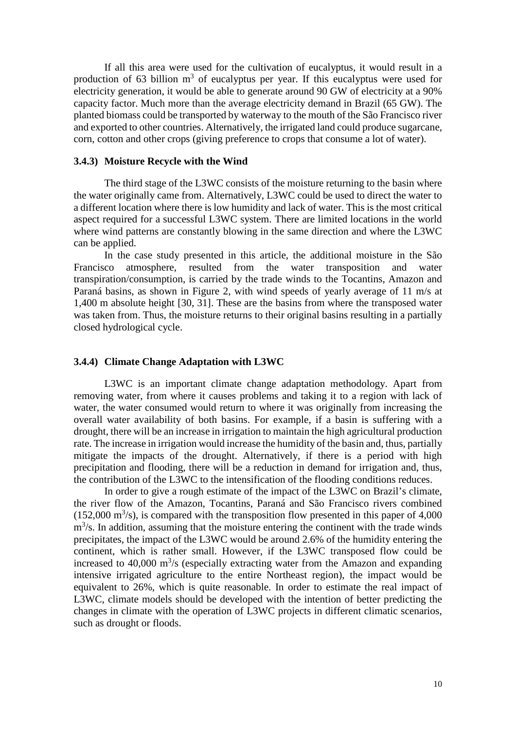If all this area were used for the cultivation of eucalyptus, it would result in a production of 63 billion $m^3$ of eucalyptus per year. If this eucalyptus were used for electricity generation, it would be able to generate around 90 GW of electricity at a 90% capacity factor. Much more than the average electricity demand in Brazil (65 GW). The planted biomass could be transported by waterway to the mouth of the São Francisco river and exported to other countries. Alternatively, the irrigated land could produce sugarcane, corn, cotton and other crops (giving preference to crops that consume a lot of water).

### 3.4.3) Moisture Recycle with the Wind

The third stage of the L3WC consists of the moisture returning to the basin where the water originally came from. Alternatively, L3WC could be used to direct the water to a different location where there is low humidity and lack of water. This is the most critical aspect required for a successful L3WC system. There are limited locations in the world where wind patterns are constantly blowing in the same direction and where the L3WC can be applied.

In the case study presented in this article, the additional moisture in the São Francisco atmosphere, resulted from the water transposition and water transpiration/consumption, is carried by the trade winds to the Tocantins, Amazon and Paraná basins, as shown in Figure 2, with wind speeds of yearly average of 11 m/s at 1,400 m absolute height [30, 31]. These are the basins from where the transposed water was taken from. Thus, the moisture returns to their original basins resulting in a partially closed hydrological cycle.

### 3.4.4) Climate Change Adaptation with L3WC

L3WC is an important climate change adaptation methodology. Apart from removing water, from where it causes problems and taking it to a region with lack of water, the water consumed would return to where it was originally from increasing the overall water availability of both basins. For example, if a basin is suffering with a drought, there will be an increase in irrigation to maintain the high agricultural production rate. The increase in irrigation would increase the humidity of the basin and, thus, partially mitigate the impacts of the drought. Alternatively, if there is a period with high precipitation and flooding, there will be a reduction in demand for irrigation and, thus, the contribution of the L3WC to the intensification of the flooding conditions reduces.

In order to give a rough estimate of the impact of the L3WC on Brazil's climate, the river flow of the Amazon, Tocantins, Paraná and São Francisco rivers combined (152,000 $m^3/s$), is compared with the transposition flow presented in this paper of 4,000 $m^3/s$. In addition, assuming that the moisture entering the continent with the trade winds precipitates, the impact of the L3WC would be around 2.6% of the humidity entering the continent, which is rather small. However, if the L3WC transposed flow could be increased to 40,000 $m^3/s$ (especially extracting water from the Amazon and expanding intensive irrigated agriculture to the entire Northeast region), the impact would be equivalent to 26%, which is quite reasonable. In order to estimate the real impact of L3WC, climate models should be developed with the intention of better predicting the changes in climate with the operation of L3WC projects in different climatic scenarios, such as drought or floods.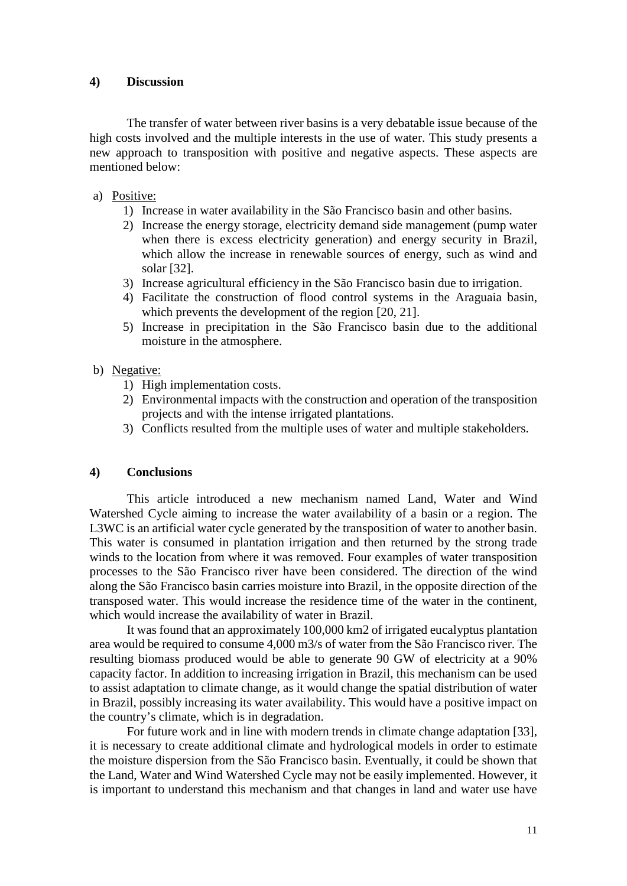## 4) Discussion

The transfer of water between river basins is a very debatable issue because of the high costs involved and the multiple interests in the use of water. This study presents a new approach to transposition with positive and negative aspects. These aspects are mentioned below:

a) Positive:

1) Increase in water availability in the São Francisco basin and other basins.
2) Increase the energy storage, electricity demand side management (pump water when there is excess electricity generation) and energy security in Brazil, which allow the increase in renewable sources of energy, such as wind and solar [32].
3) Increase agricultural efficiency in the São Francisco basin due to irrigation.
4) Facilitate the construction of flood control systems in the Araguaia basin, which prevents the development of the region [20, 21].
5) Increase in precipitation in the São Francisco basin due to the additional moisture in the atmosphere.

b) Negative:

1) High implementation costs.
2) Environmental impacts with the construction and operation of the transposition projects and with the intense irrigated plantations.
3) Conflicts resulted from the multiple uses of water and multiple stakeholders.

## 4) Conclusions

This article introduced a new mechanism named Land, Water and Wind Watershed Cycle aiming to increase the water availability of a basin or a region. The L3WC is an artificial water cycle generated by the transposition of water to another basin. This water is consumed in plantation irrigation and then returned by the strong trade winds to the location from where it was removed. Four examples of water transposition processes to the São Francisco river have been considered. The direction of the wind along the São Francisco basin carries moisture into Brazil, in the opposite direction of the transposed water. This would increase the residence time of the water in the continent, which would increase the availability of water in Brazil.

It was found that an approximately 100,000 km2 of irrigated eucalyptus plantation area would be required to consume 4,000 m3/s of water from the São Francisco river. The resulting biomass produced would be able to generate 90 GW of electricity at a 90% capacity factor. In addition to increasing irrigation in Brazil, this mechanism can be used to assist adaptation to climate change, as it would change the spatial distribution of water in Brazil, possibly increasing its water availability. This would have a positive impact on the country's climate, which is in degradation.

For future work and in line with modern trends in climate change adaptation [33], it is necessary to create additional climate and hydrological models in order to estimate the moisture dispersion from the São Francisco basin. Eventually, it could be shown that the Land, Water and Wind Watershed Cycle may not be easily implemented. However, it is important to understand this mechanism and that changes in land and water use have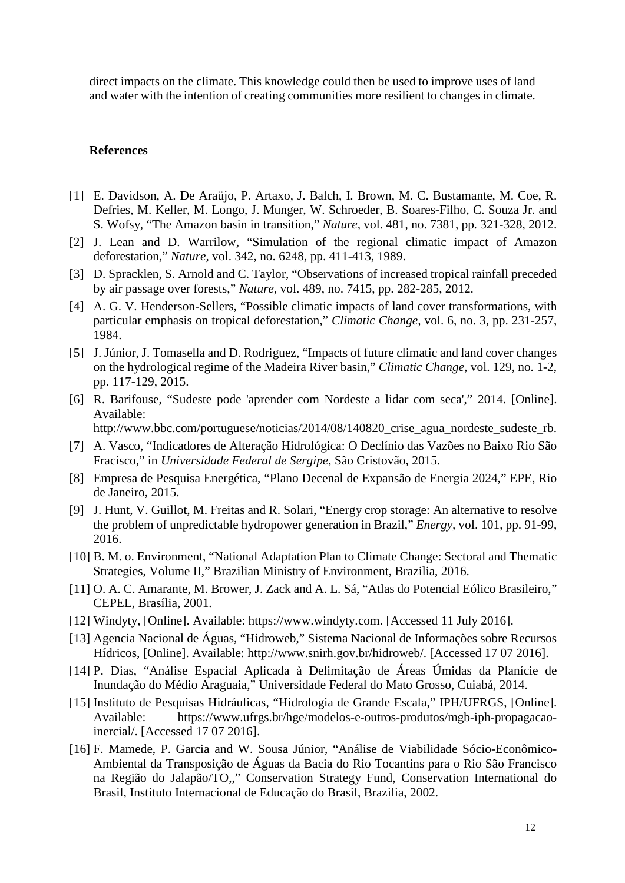direct impacts on the climate. This knowledge could then be used to improve uses of land and water with the intention of creating communities more resilient to changes in climate.

**References**

[1] E. Davidson, A. De Araüjo, P. Artaxo, J. Balch, I. Brown, M. C. Bustamante, M. Coe, R. Defries, M. Keller, M. Longo, J. Munger, W. Schroeder, B. Soares-Filho, C. Souza Jr. and S. Wofsy, "The Amazon basin in transition," *Nature,* vol. 481, no. 7381, pp. 321-328, 2012.

[2] J. Lean and D. Warrilow, "Simulation of the regional climatic impact of Amazon deforestation," *Nature,* vol. 342, no. 6248, pp. 411-413, 1989.

[3] D. Spracklen, S. Arnold and C. Taylor, "Observations of increased tropical rainfall preceded by air passage over forests," *Nature,* vol. 489, no. 7415, pp. 282-285, 2012.

[4] A. G. V. Henderson-Sellers, "Possible climatic impacts of land cover transformations, with particular emphasis on tropical deforestation," *Climatic Change,* vol. 6, no. 3, pp. 231-257, 1984.

[5] J. Júnior, J. Tomasella and D. Rodriguez, "Impacts of future climatic and land cover changes on the hydrological regime of the Madeira River basin," *Climatic Change,* vol. 129, no. 1-2, pp. 117-129, 2015.

[6] R. Barifouse, "Sudeste pode 'aprender com Nordeste a lidar com seca'," 2014. [Online]. Available: http://www.bbc.com/portuguese/noticias/2014/08/140820_crise_agua_nordeste_sudeste_rb.

[7] A. Vasco, "Indicadores de Alteração Hidrológica: O Declínio das Vazões no Baixo Rio São Fracisco," in *Universidade Federal de Sergipe*, São Cristovão, 2015.

[8] Empresa de Pesquisa Energética, "Plano Decenal de Expansão de Energia 2024," EPE, Rio de Janeiro, 2015.

[9] J. Hunt, V. Guillot, M. Freitas and R. Solari, "Energy crop storage: An alternative to resolve the problem of unpredictable hydropower generation in Brazil," *Energy,* vol. 101, pp. 91-99, 2016.

[10] B. M. o. Environment, "National Adaptation Plan to Climate Change: Sectoral and Thematic Strategies, Volume II," Brazilian Ministry of Environment, Brazilia, 2016.

[11] O. A. C. Amarante, M. Brower, J. Zack and A. L. Sá, "Atlas do Potencial Eólico Brasileiro," CEPEL, Brasília, 2001.

[12] Windyty, [Online]. Available: https://www.windyty.com. [Accessed 11 July 2016].

[13] Agencia Nacional de Águas, "Hidroweb," Sistema Nacional de Informações sobre Recursos Hídricos, [Online]. Available: http://www.snirh.gov.br/hidroweb/. [Accessed 17 07 2016].

[14] P. Dias, "Análise Espacial Aplicada à Delimitação de Áreas Úmidas da Planície de Inundação do Médio Araguaia," Universidade Federal do Mato Grosso, Cuiabá, 2014.

[15] Instituto de Pesquisas Hidráulicas, "Hidrologia de Grande Escala," IPH/UFRGS, [Online]. Available: https://www.ufrgs.br/hge/modelos-e-outros-produtos/mgb-iph-propagacao-inercial/. [Accessed 17 07 2016].

[16] F. Mamede, P. Garcia and W. Sousa Júnior, "Análise de Viabilidade Sócio-Econômico-Ambiental da Transposição de Águas da Bacia do Rio Tocantins para o Rio São Francisco na Região do Jalapão/TO,," Conservation Strategy Fund, Conservation International do Brasil, Instituto Internacional de Educação do Brasil, Brazilia, 2002.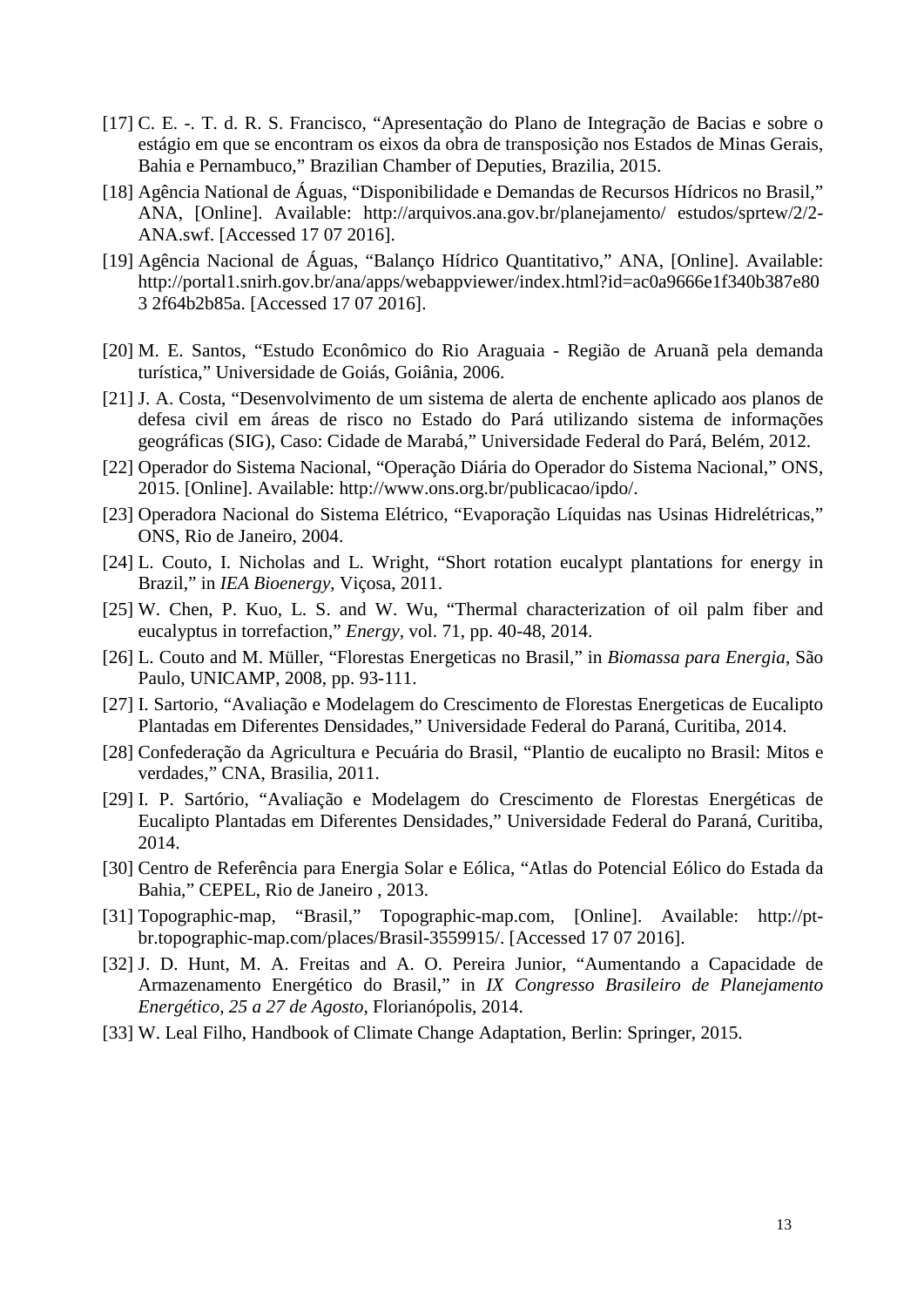[17] C. E. -. T. d. R. S. Francisco, "Apresentação do Plano de Integração de Bacias e sobre o estágio em que se encontram os eixos da obra de transposição nos Estados de Minas Gerais, Bahia e Pernambuco," Brazilian Chamber of Deputies, Brazilia, 2015.

[18] Agência National de Águas, "Disponibilidade e Demandas de Recursos Hídricos no Brasil," ANA, [Online]. Available: http://arquivos.ana.gov.br/planejamento/ estudos/sprtew/2/2-ANA.swf. [Accessed 17 07 2016].

[19] Agência Nacional de Águas, "Balanço Hídrico Quantitativo," ANA, [Online]. Available: http://portal1.snirh.gov.br/ana/apps/webappviewer/index.html?id=ac0a9666e1f340b387e80 3 2f64b2b85a. [Accessed 17 07 2016].

[20] M. E. Santos, "Estudo Econômico do Rio Araguaia - Região de Aruanã pela demanda turística," Universidade de Goiás, Goiânia, 2006.

[21] J. A. Costa, "Desenvolvimento de um sistema de alerta de enchente aplicado aos planos de defesa civil em áreas de risco no Estado do Pará utilizando sistema de informações geográficas (SIG), Caso: Cidade de Marabá," Universidade Federal do Pará, Belém, 2012.

[22] Operador do Sistema Nacional, "Operação Diária do Operador do Sistema Nacional," ONS, 2015. [Online]. Available: http://www.ons.org.br/publicacao/ipdo/.

[23] Operadora Nacional do Sistema Elétrico, "Evaporação Líquidas nas Usinas Hidrelétricas," ONS, Rio de Janeiro, 2004.

[24] L. Couto, I. Nicholas and L. Wright, "Short rotation eucalypt plantations for energy in Brazil," in *IEA Bioenergy*, Viçosa, 2011.

[25] W. Chen, P. Kuo, L. S. and W. Wu, "Thermal characterization of oil palm fiber and eucalyptus in torrefaction," *Energy*, vol. 71, pp. 40-48, 2014.

[26] L. Couto and M. Müller, "Florestas Energeticas no Brasil," in *Biomassa para Energia*, São Paulo, UNICAMP, 2008, pp. 93-111.

[27] I. Sartorio, "Avaliação e Modelagem do Crescimento de Florestas Energeticas de Eucalipto Plantadas em Diferentes Densidades," Universidade Federal do Paraná, Curitiba, 2014.

[28] Confederação da Agricultura e Pecuária do Brasil, "Plantio de eucalipto no Brasil: Mitos e verdades," CNA, Brasilia, 2011.

[29] I. P. Sartório, "Avaliação e Modelagem do Crescimento de Florestas Energéticas de Eucalipto Plantadas em Diferentes Densidades," Universidade Federal do Paraná, Curitiba, 2014.

[30] Centro de Referência para Energia Solar e Eólica, "Atlas do Potencial Eólico do Estada da Bahia," CEPEL, Rio de Janeiro , 2013.

[31] Topographic-map, "Brasil," Topographic-map.com, [Online]. Available: http://pt-br.topographic-map.com/places/Brasil-3559915/. [Accessed 17 07 2016].

[32] J. D. Hunt, M. A. Freitas and A. O. Pereira Junior, "Aumentando a Capacidade de Armazenamento Energético do Brasil," in *IX Congresso Brasileiro de Planejamento Energético, 25 a 27 de Agosto*, Florianópolis, 2014.

[33] W. Leal Filho, Handbook of Climate Change Adaptation, Berlin: Springer, 2015.